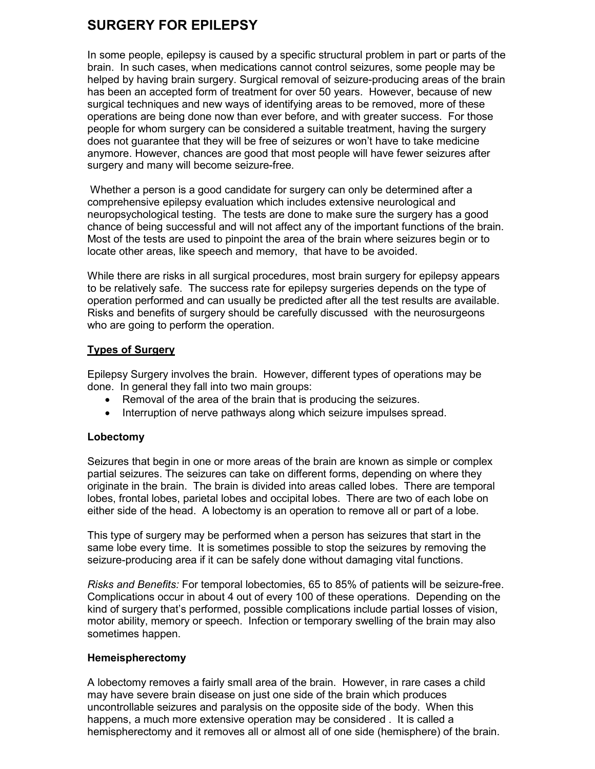# SURGERY FOR EPILEPSY

In some people, epilepsy is caused by a specific structural problem in part or parts of the brain. In such cases, when medications cannot control seizures, some people may be helped by having brain surgery. Surgical removal of seizure-producing areas of the brain has been an accepted form of treatment for over 50 years. However, because of new surgical techniques and new ways of identifying areas to be removed, more of these operations are being done now than ever before, and with greater success. For those people for whom surgery can be considered a suitable treatment, having the surgery does not guarantee that they will be free of seizures or won't have to take medicine anymore. However, chances are good that most people will have fewer seizures after surgery and many will become seizure-free.

Whether a person is a good candidate for surgery can only be determined after a comprehensive epilepsy evaluation which includes extensive neurological and neuropsychological testing. The tests are done to make sure the surgery has a good chance of being successful and will not affect any of the important functions of the brain. Most of the tests are used to pinpoint the area of the brain where seizures begin or to locate other areas, like speech and memory, that have to be avoided.

While there are risks in all surgical procedures, most brain surgery for epilepsy appears to be relatively safe. The success rate for epilepsy surgeries depends on the type of operation performed and can usually be predicted after all the test results are available. Risks and benefits of surgery should be carefully discussed with the neurosurgeons who are going to perform the operation.

## Types of Surgery

Epilepsy Surgery involves the brain. However, different types of operations may be done. In general they fall into two main groups:

- Removal of the area of the brain that is producing the seizures.
- Interruption of nerve pathways along which seizure impulses spread.

### Lobectomy

Seizures that begin in one or more areas of the brain are known as simple or complex partial seizures. The seizures can take on different forms, depending on where they originate in the brain. The brain is divided into areas called lobes. There are temporal lobes, frontal lobes, parietal lobes and occipital lobes. There are two of each lobe on either side of the head. A lobectomy is an operation to remove all or part of a lobe.

This type of surgery may be performed when a person has seizures that start in the same lobe every time. It is sometimes possible to stop the seizures by removing the seizure-producing area if it can be safely done without damaging vital functions.

*Risks and Benefits:* For temporal lobectomies, 65 to 85% of patients will be seizure-free. Complications occur in about 4 out of every 100 of these operations. Depending on the kind of surgery that's performed, possible complications include partial losses of vision, motor ability, memory or speech. Infection or temporary swelling of the brain may also sometimes happen.

### Hemeispherectomy

A lobectomy removes a fairly small area of the brain. However, in rare cases a child may have severe brain disease on just one side of the brain which produces uncontrollable seizures and paralysis on the opposite side of the body. When this happens, a much more extensive operation may be considered . It is called a hemispherectomy and it removes all or almost all of one side (hemisphere) of the brain.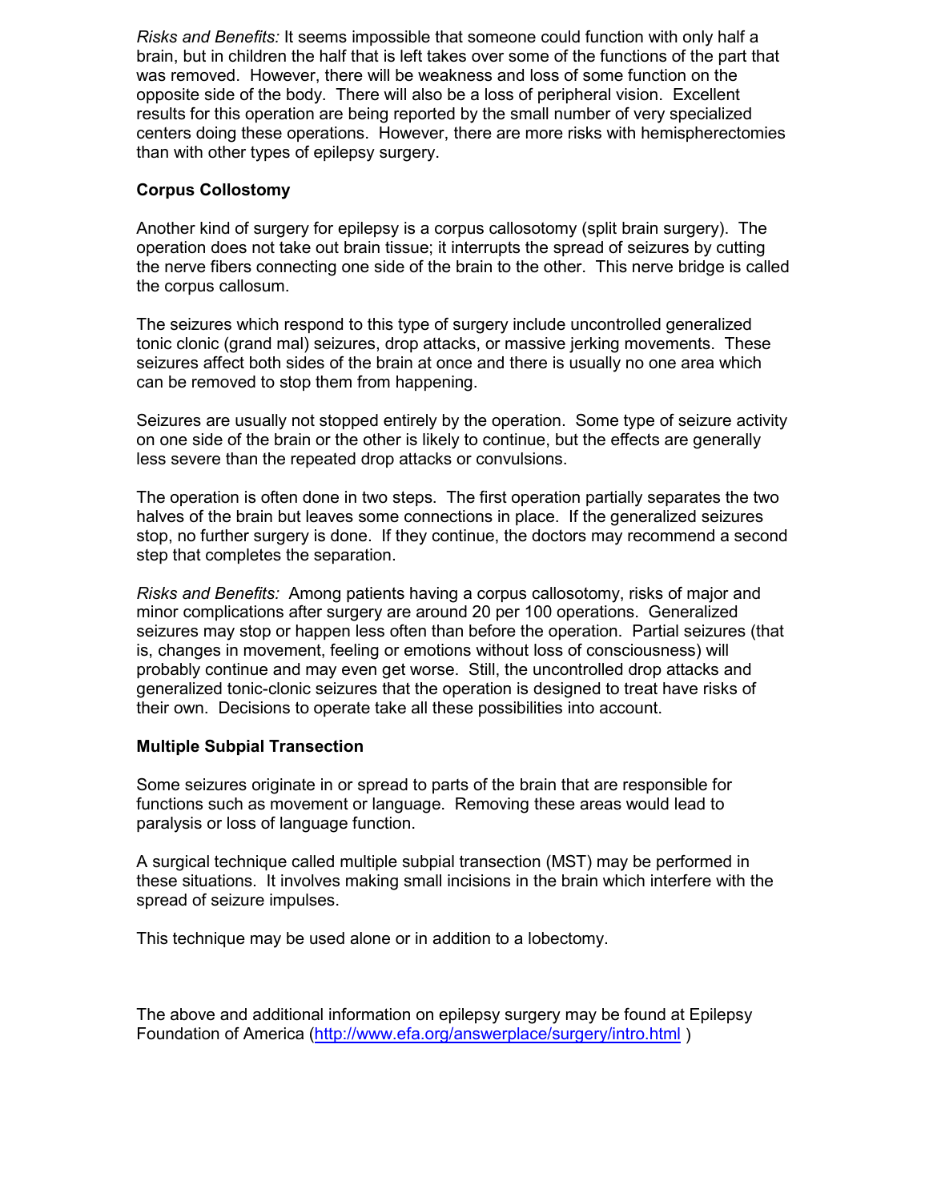*Risks and Benefits:* It seems impossible that someone could function with only half a brain, but in children the half that is left takes over some of the functions of the part that was removed. However, there will be weakness and loss of some function on the opposite side of the body. There will also be a loss of peripheral vision. Excellent results for this operation are being reported by the small number of very specialized centers doing these operations. However, there are more risks with hemispherectomies than with other types of epilepsy surgery.

**Corpus Collostomy**

Another kind of surgery for epilepsy is a corpus callosotomy (split brain surgery). The operation does not take out brain tissue; it interrupts the spread of seizures by cutting the nerve fibers connecting one side of the brain to the other. This nerve bridge is called the corpus callosum.

The seizures which respond to this type of surgery include uncontrolled generalized tonic clonic (grand mal) seizures, drop attacks, or massive jerking movements. These seizures affect both sides of the brain at once and there is usually no one area which can be removed to stop them from happening.

Seizures are usually not stopped entirely by the operation. Some type of seizure activity on one side of the brain or the other is likely to continue, but the effects are generally less severe than the repeated drop attacks or convulsions.

The operation is often done in two steps. The first operation partially separates the two halves of the brain but leaves some connections in place. If the generalized seizures stop, no further surgery is done. If they continue, the doctors may recommend a second step that completes the separation.

*Risks and Benefits:* Among patients having a corpus callosotomy, risks of major and minor complications after surgery are around 20 per 100 operations. Generalized seizures may stop or happen less often than before the operation. Partial seizures (that is, changes in movement, feeling or emotions without loss of consciousness) will probably continue and may even get worse. Still, the uncontrolled drop attacks and generalized tonic-clonic seizures that the operation is designed to treat have risks of their own. Decisions to operate take all these possibilities into account.

**Multiple Subpial Transection**

Some seizures originate in or spread to parts of the brain that are responsible for functions such as movement or language. Removing these areas would lead to paralysis or loss of language function.

A surgical technique called multiple subpial transection (MST) may be performed in these situations. It involves making small incisions in the brain which interfere with the spread of seizure impulses.

This technique may be used alone or in addition to a lobectomy.

The above and additional information on epilepsy surgery may be found at Epilepsy Foundation of America (http://www.efa.org/answerplace/surgery/intro.html )